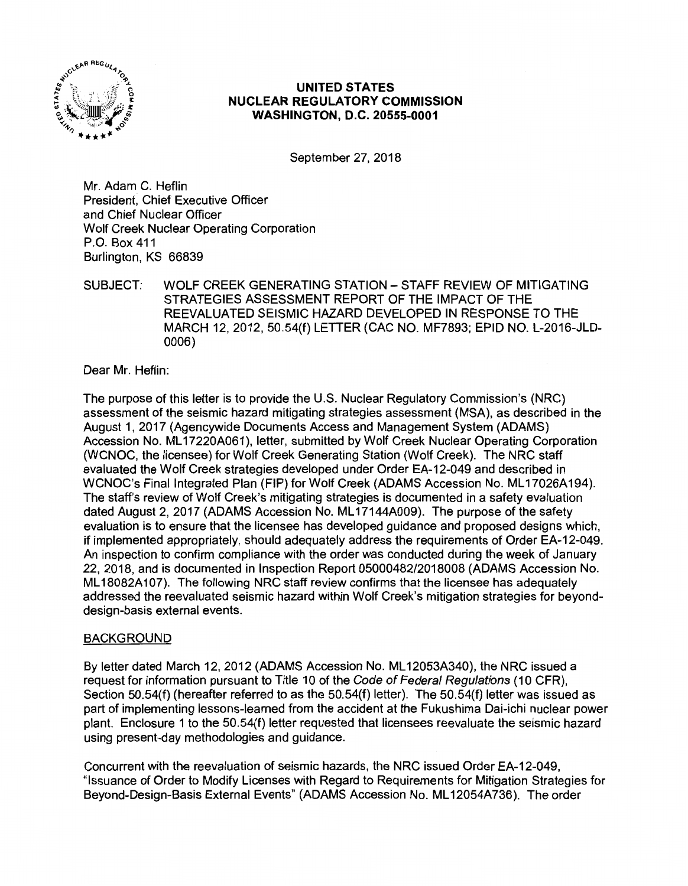# UNITED STATES NUCLEAR REGULATORY COMMISSION
**WASHINGTON, D.C. 20555-0001**

September 27, 2018

Mr. Adam C. Heflin
President, Chief Executive Officer
and Chief Nuclear Officer
Wolf Creek Nuclear Operating Corporation
P.O. Box 411
Burlington, KS 66839

SUBJECT: WOLF CREEK GENERATING STATION – STAFF REVIEW OF MITIGATING STRATEGIES ASSESSMENT REPORT OF THE IMPACT OF THE REEVALUATED SEISMIC HAZARD DEVELOPED IN RESPONSE TO THE MARCH 12, 2012, 50.54(f) LETTER (CAC NO. MF7893; EPID NO. L-2016-JLD-0006)

Dear Mr. Heflin:

The purpose of this letter is to provide the U.S. Nuclear Regulatory Commission's (NRC) assessment of the seismic hazard mitigating strategies assessment (MSA), as described in the August 1, 2017 (Agencywide Documents Access and Management System (ADAMS) Accession No. ML17220A061), letter, submitted by Wolf Creek Nuclear Operating Corporation (WCNOC, the licensee) for Wolf Creek Generating Station (Wolf Creek). The NRC staff evaluated the Wolf Creek strategies developed under Order EA-12-049 and described in WCNOC's Final Integrated Plan (FIP) for Wolf Creek (ADAMS Accession No. ML17026A194). The staff's review of Wolf Creek's mitigating strategies is documented in a safety evaluation dated August 2, 2017 (ADAMS Accession No. ML17144A009). The purpose of the safety evaluation is to ensure that the licensee has developed guidance and proposed designs which, if implemented appropriately, should adequately address the requirements of Order EA-12-049. An inspection to confirm compliance with the order was conducted during the week of January 22, 2018, and is documented in Inspection Report 05000482/2018008 (ADAMS Accession No. ML18082A107). The following NRC staff review confirms that the licensee has adequately addressed the reevaluated seismic hazard within Wolf Creek's mitigation strategies for beyond-design-basis external events.

## BACKGROUND

By letter dated March 12, 2012 (ADAMS Accession No. ML12053A340), the NRC issued a request for information pursuant to Title 10 of the *Code of Federal Regulations* (10 CFR), Section 50.54(f) (hereafter referred to as the 50.54(f) letter). The 50.54(f) letter was issued as part of implementing lessons-learned from the accident at the Fukushima Dai-ichi nuclear power plant. Enclosure 1 to the 50.54(f) letter requested that licensees reevaluate the seismic hazard using present-day methodologies and guidance.

Concurrent with the reevaluation of seismic hazards, the NRC issued Order EA-12-049, "Issuance of Order to Modify Licenses with Regard to Requirements for Mitigation Strategies for Beyond-Design-Basis External Events" (ADAMS Accession No. ML12054A736). The order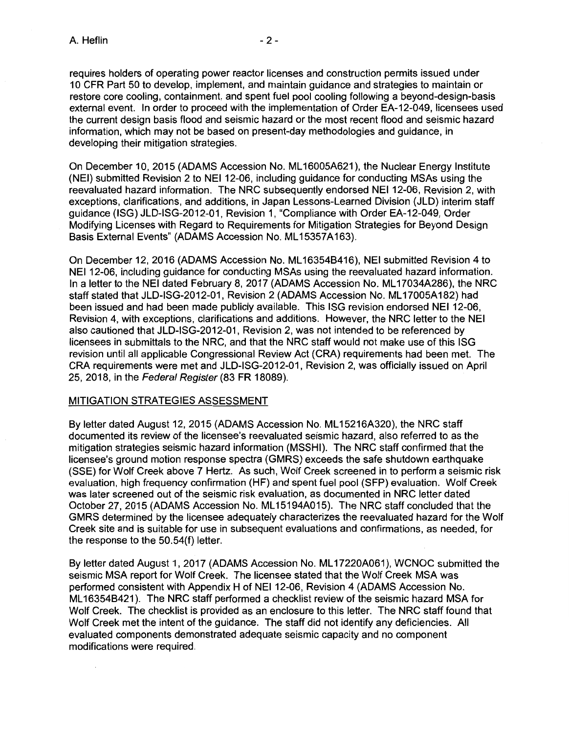requires holders of operating power reactor licenses and construction permits issued under 10 CFR Part 50 to develop, implement, and maintain guidance and strategies to maintain or restore core cooling, containment, and spent fuel pool cooling following a beyond-design-basis external event. In order to proceed with the implementation of Order EA-12-049, licensees used the current design basis flood and seismic hazard or the most recent flood and seismic hazard information, which may not be based on present-day methodologies and guidance, in developing their mitigation strategies.

On December 10, 2015 (ADAMS Accession No. ML16005A621), the Nuclear Energy Institute (NEI) submitted Revision 2 to NEI 12-06, including guidance for conducting MSAs using the reevaluated hazard information. The NRC subsequently endorsed NEI 12-06, Revision 2, with exceptions, clarifications, and additions, in Japan Lessons-Learned Division (JLD) interim staff guidance (ISG) JLD-ISG-2012-01, Revision 1, "Compliance with Order EA-12-049, Order Modifying Licenses with Regard to Requirements for Mitigation Strategies for Beyond Design Basis External Events" (ADAMS Accession No. ML15357A163).

On December 12, 2016 (ADAMS Accession No. ML16354B416), NEI submitted Revision 4 to NEI 12-06, including guidance for conducting MSAs using the reevaluated hazard information. In a letter to the NEI dated February 8, 2017 (ADAMS Accession No. ML17034A286), the NRC staff stated that JLD-ISG-2012-01, Revision 2 (ADAMS Accession No. ML17005A182) had been issued and had been made publicly available. This ISG revision endorsed NEI 12-06, Revision 4, with exceptions, clarifications and additions. However, the NRC letter to the NEI also cautioned that JLD-ISG-2012-01, Revision 2, was not intended to be referenced by licensees in submittals to the NRC, and that the NRC staff would not make use of this ISG revision until all applicable Congressional Review Act (CRA) requirements had been met. The CRA requirements were met and JLD-ISG-2012-01, Revision 2, was officially issued on April 25, 2018, in the *Federal Register* (83 FR 18089).

## MITIGATION STRATEGIES ASSESSMENT

By letter dated August 12, 2015 (ADAMS Accession No. ML15216A320), the NRC staff documented its review of the licensee's reevaluated seismic hazard, also referred to as the mitigation strategies seismic hazard information (MSSHI). The NRC staff confirmed that the licensee's ground motion response spectra (GMRS) exceeds the safe shutdown earthquake (SSE) for Wolf Creek above 7 Hertz. As such, Wolf Creek screened in to perform a seismic risk evaluation, high frequency confirmation (HF) and spent fuel pool (SFP) evaluation. Wolf Creek was later screened out of the seismic risk evaluation, as documented in NRC letter dated October 27, 2015 (ADAMS Accession No. ML15194A015). The NRC staff concluded that the GMRS determined by the licensee adequately characterizes the reevaluated hazard for the Wolf Creek site and is suitable for use in subsequent evaluations and confirmations, as needed, for the response to the 50.54(f) letter.

By letter dated August 1, 2017 (ADAMS Accession No. ML17220A061), WCNOC submitted the seismic MSA report for Wolf Creek. The licensee stated that the Wolf Creek MSA was performed consistent with Appendix H of NEI 12-06, Revision 4 (ADAMS Accession No. ML16354B421). The NRC staff performed a checklist review of the seismic hazard MSA for Wolf Creek. The checklist is provided as an enclosure to this letter. The NRC staff found that Wolf Creek met the intent of the guidance. The staff did not identify any deficiencies. All evaluated components demonstrated adequate seismic capacity and no component modifications were required.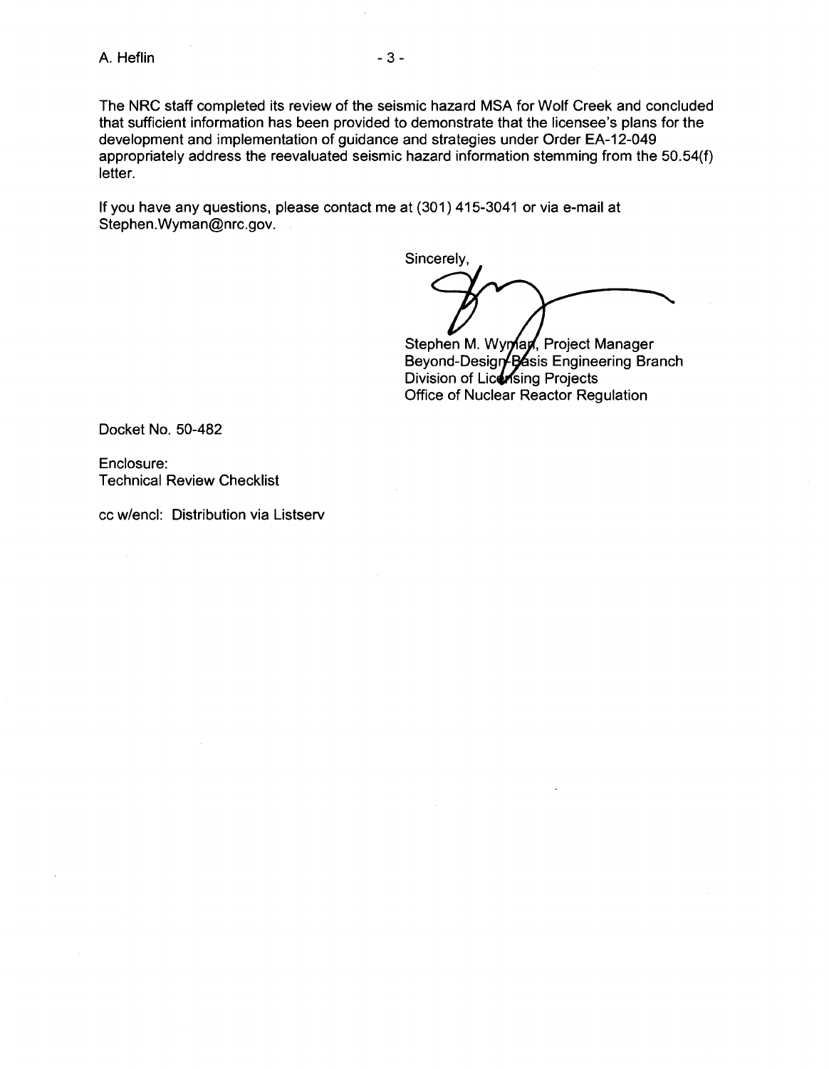The NRC staff completed its review of the seismic hazard MSA for Wolf Creek and concluded that sufficient information has been provided to demonstrate that the licensee's plans for the development and implementation of guidance and strategies under Order EA-12-049 appropriately address the reevaluated seismic hazard information stemming from the 50.54(f) letter.

If you have any questions, please contact me at (301) 415-3041 or via e-mail at Stephen.Wyman@nrc.gov.

Sincerely,

Stephen M. Wyman, Project Manager
Beyond-Design-Basis Engineering Branch
Division of Licensing Projects
Office of Nuclear Reactor Regulation

Docket No. 50-482

Enclosure:
Technical Review Checklist

cc w/encl: Distribution via Listserv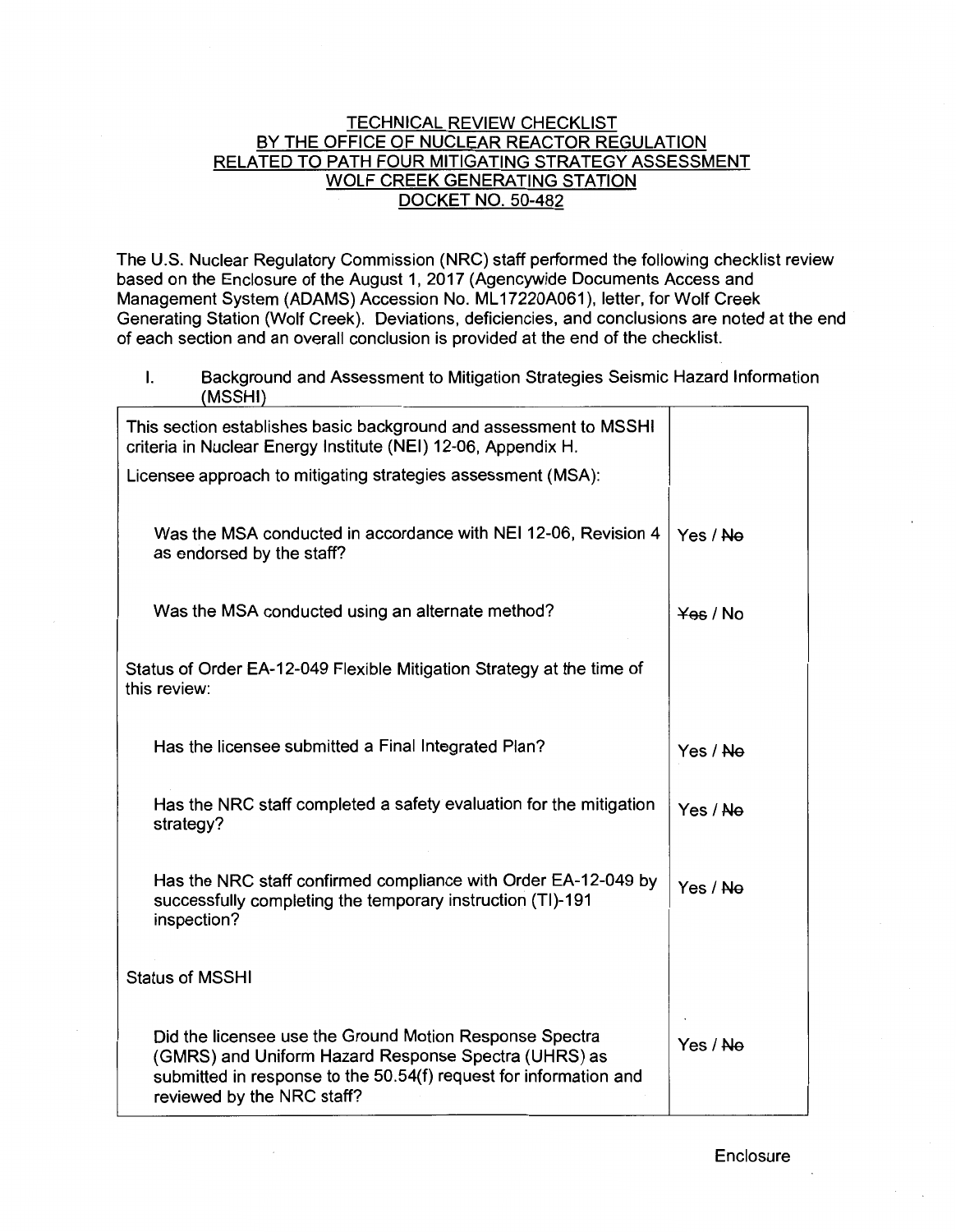TECHNICAL REVIEW CHECKLIST
BY THE OFFICE OF NUCLEAR REACTOR REGULATION
RELATED TO PATH FOUR MITIGATING STRATEGY ASSESSMENT
WOLF CREEK GENERATING STATION
DOCKET NO. 50-482

The U.S. Nuclear Regulatory Commission (NRC) staff performed the following checklist review based on the Enclosure of the August 1, 2017 (Agencywide Documents Access and Management System (ADAMS) Accession No. ML17220A061), letter, for Wolf Creek Generating Station (Wolf Creek). Deviations, deficiencies, and conclusions are noted at the end of each section and an overall conclusion is provided at the end of the checklist.

I. Background and Assessment to Mitigation Strategies Seismic Hazard Information (MSSHI)

| | |
|---|---|
| This section establishes basic background and assessment to MSSHI criteria in Nuclear Energy Institute (NEI) 12-06, Appendix H. <br> Licensee approach to mitigating strategies assessment (MSA): | |
| Was the MSA conducted in accordance with NEI 12-06, Revision 4 as endorsed by the staff? | Yes / ~~No~~ |
| Was the MSA conducted using an alternate method? | ~~Yes~~ / No |
| Status of Order EA-12-049 Flexible Mitigation Strategy at the time of this review: | |
| Has the licensee submitted a Final Integrated Plan? | Yes / ~~No~~ |
| Has the NRC staff completed a safety evaluation for the mitigation strategy? | Yes / ~~No~~ |
| Has the NRC staff confirmed compliance with Order EA-12-049 by successfully completing the temporary instruction (TI)-191 inspection? | Yes / ~~No~~ |
| Status of MSSHI | |
| Did the licensee use the Ground Motion Response Spectra (GMRS) and Uniform Hazard Response Spectra (UHRS) as submitted in response to the 50.54(f) request for information and reviewed by the NRC staff? | Yes / ~~No~~ |

Enclosure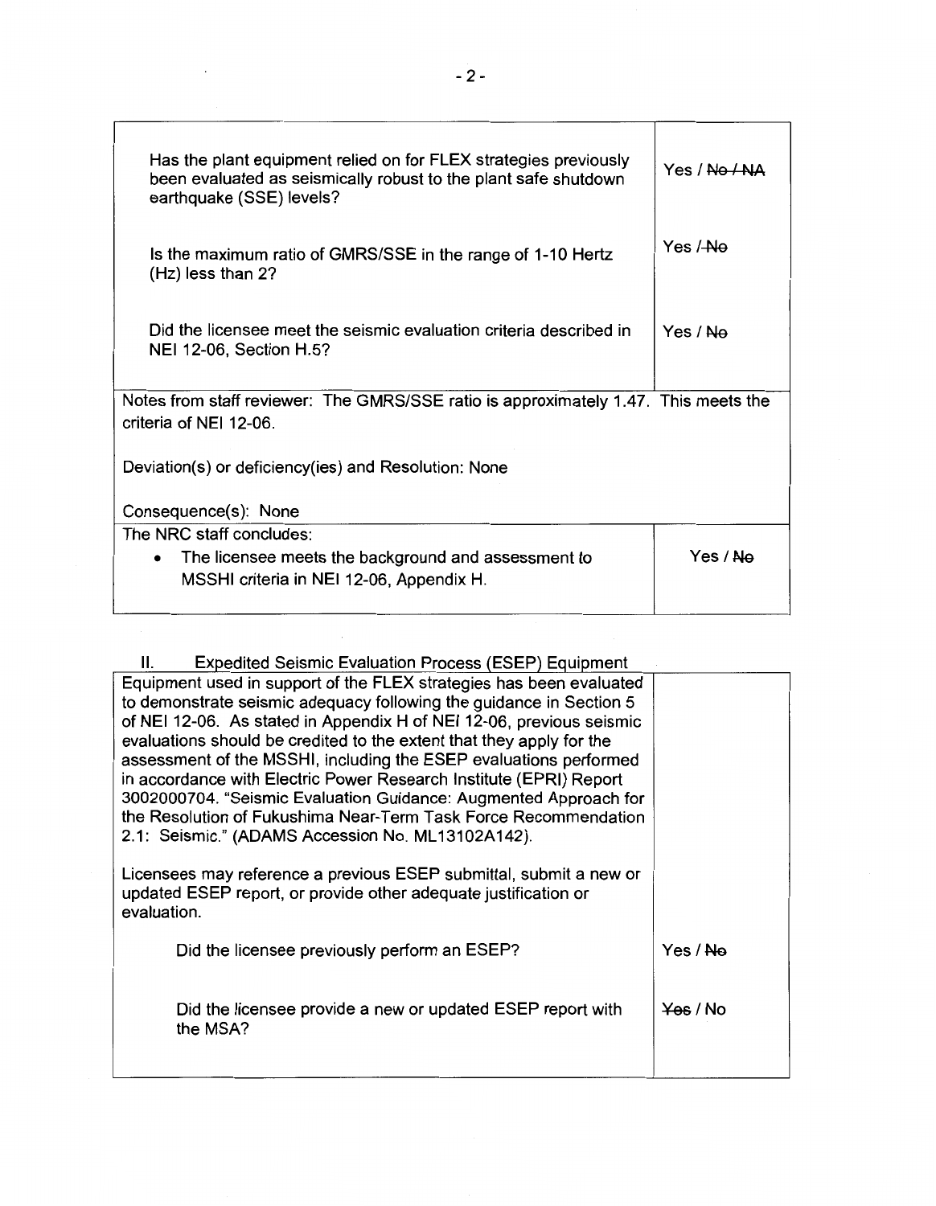| | |
|---|---|
| Has the plant equipment relied on for FLEX strategies previously been evaluated as seismically robust to the plant safe shutdown earthquake (SSE) levels? | Yes / ~~No / NA~~ |
| Is the maximum ratio of GMRS/SSE in the range of 1-10 Hertz (Hz) less than 2? | Yes / ~~No~~ |
| Did the licensee meet the seismic evaluation criteria described in NEI 12-06, Section H.5? | Yes / ~~No~~ |
| Notes from staff reviewer: The GMRS/SSE ratio is approximately 1.47. This meets the criteria of NEI 12-06.<br><br>Deviation(s) or deficiency(ies) and Resolution: None<br><br>Consequence(s): None | |
| The NRC staff concludes:<br>• The licensee meets the background and assessment to MSSHI criteria in NEI 12-06, Appendix H. | Yes / ~~No~~ |

## II. Expedited Seismic Evaluation Process (ESEP) Equipment

| | |
|---|---|
| Equipment used in support of the FLEX strategies has been evaluated to demonstrate seismic adequacy following the guidance in Section 5 of NEI 12-06. As stated in Appendix H of NEI 12-06, previous seismic evaluations should be credited to the extent that they apply for the assessment of the MSSHI, including the ESEP evaluations performed in accordance with Electric Power Research Institute (EPRI) Report 3002000704. "Seismic Evaluation Guidance: Augmented Approach for the Resolution of Fukushima Near-Term Task Force Recommendation 2.1: Seismic." (ADAMS Accession No. ML13102A142).<br><br>Licensees may reference a previous ESEP submittal, submit a new or updated ESEP report, or provide other adequate justification or evaluation. | |
| Did the licensee previously perform an ESEP? | Yes / ~~No~~ |
| Did the licensee provide a new or updated ESEP report with the MSA? | ~~Yes~~ / No |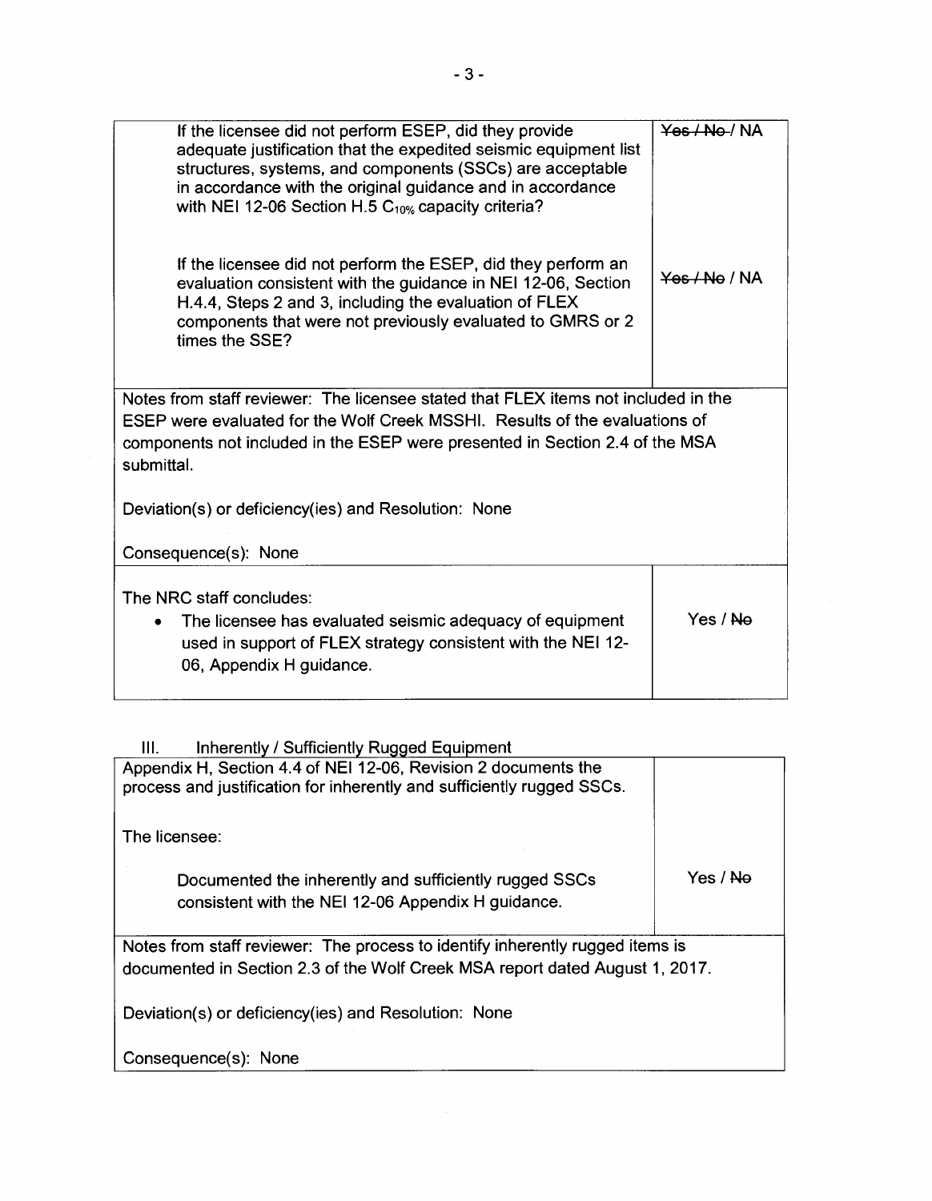| | |
|---|---|
| If the licensee did not perform ESEP, did they provide adequate justification that the expedited seismic equipment list structures, systems, and components (SSCs) are acceptable in accordance with the original guidance and in accordance with NEI 12-06 Section H.5 $C_{10\%}$ capacity criteria?<br><br>If the licensee did not perform the ESEP, did they perform an evaluation consistent with the guidance in NEI 12-06, Section H.4.4, Steps 2 and 3, including the evaluation of FLEX components that were not previously evaluated to GMRS or 2 times the SSE? | ~~Yes / No~~ / NA<br><br>~~Yes / No~~ / NA |
| Notes from staff reviewer: The licensee stated that FLEX items not included in the ESEP were evaluated for the Wolf Creek MSSHI. Results of the evaluations of components not included in the ESEP were presented in Section 2.4 of the MSA submittal.<br><br>Deviation(s) or deficiency(ies) and Resolution: None<br><br>Consequence(s): None | |
| The NRC staff concludes:<br>• The licensee has evaluated seismic adequacy of equipment used in support of FLEX strategy consistent with the NEI 12-06, Appendix H guidance. | Yes / ~~No~~ |

III. Inherently / Sufficiently Rugged Equipment

| | |
|---|---|
| Appendix H, Section 4.4 of NEI 12-06, Revision 2 documents the process and justification for inherently and sufficiently rugged SSCs.<br><br>The licensee:<br><br>Documented the inherently and sufficiently rugged SSCs consistent with the NEI 12-06 Appendix H guidance. | Yes / ~~No~~ |
| Notes from staff reviewer: The process to identify inherently rugged items is documented in Section 2.3 of the Wolf Creek MSA report dated August 1, 2017.<br><br>Deviation(s) or deficiency(ies) and Resolution: None<br><br>Consequence(s): None | |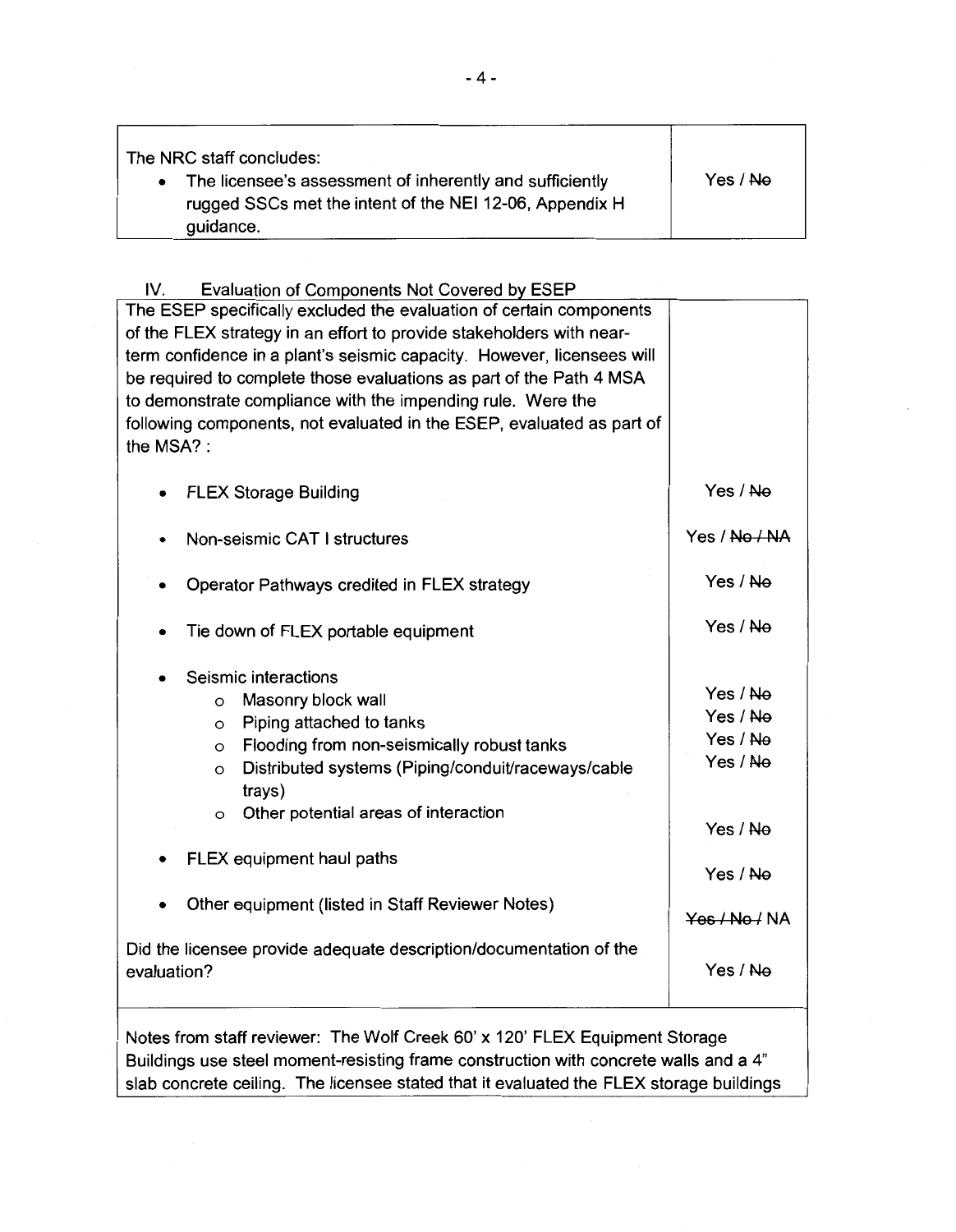| | |
|---|---|
| The NRC staff concludes:<br>• The licensee's assessment of inherently and sufficiently rugged SSCs met the intent of the NEI 12-06, Appendix H guidance. | Yes / ~~No~~ |

IV. Evaluation of Components Not Covered by ESEP

| | |
|---|---|
| The ESEP specifically excluded the evaluation of certain components of the FLEX strategy in an effort to provide stakeholders with near-term confidence in a plant's seismic capacity. However, licensees will be required to complete those evaluations as part of the Path 4 MSA to demonstrate compliance with the impending rule. Were the following components, not evaluated in the ESEP, evaluated as part of the MSA? : | |
| • FLEX Storage Building | Yes / ~~No~~ |
| • Non-seismic CAT I structures | Yes / ~~No / NA~~ |
| • Operator Pathways credited in FLEX strategy | Yes / ~~No~~ |
| • Tie down of FLEX portable equipment | Yes / ~~No~~ |
| • Seismic interactions | |
| o Masonry block wall | Yes / ~~No~~ |
| o Piping attached to tanks | Yes / ~~No~~ |
| o Flooding from non-seismically robust tanks | Yes / ~~No~~ |
| o Distributed systems (Piping/conduit/raceways/cable trays) | Yes / ~~No~~ |
| o Other potential areas of interaction | Yes / ~~No~~ |
| • FLEX equipment haul paths | Yes / ~~No~~ |
| • Other equipment (listed in Staff Reviewer Notes) | ~~Yes / No /~~ NA |
| Did the licensee provide adequate description/documentation of the evaluation? | Yes / ~~No~~ |
| Notes from staff reviewer: The Wolf Creek 60' x 120' FLEX Equipment Storage Buildings use steel moment-resisting frame construction with concrete walls and a 4" slab concrete ceiling. The licensee stated that it evaluated the FLEX storage buildings | |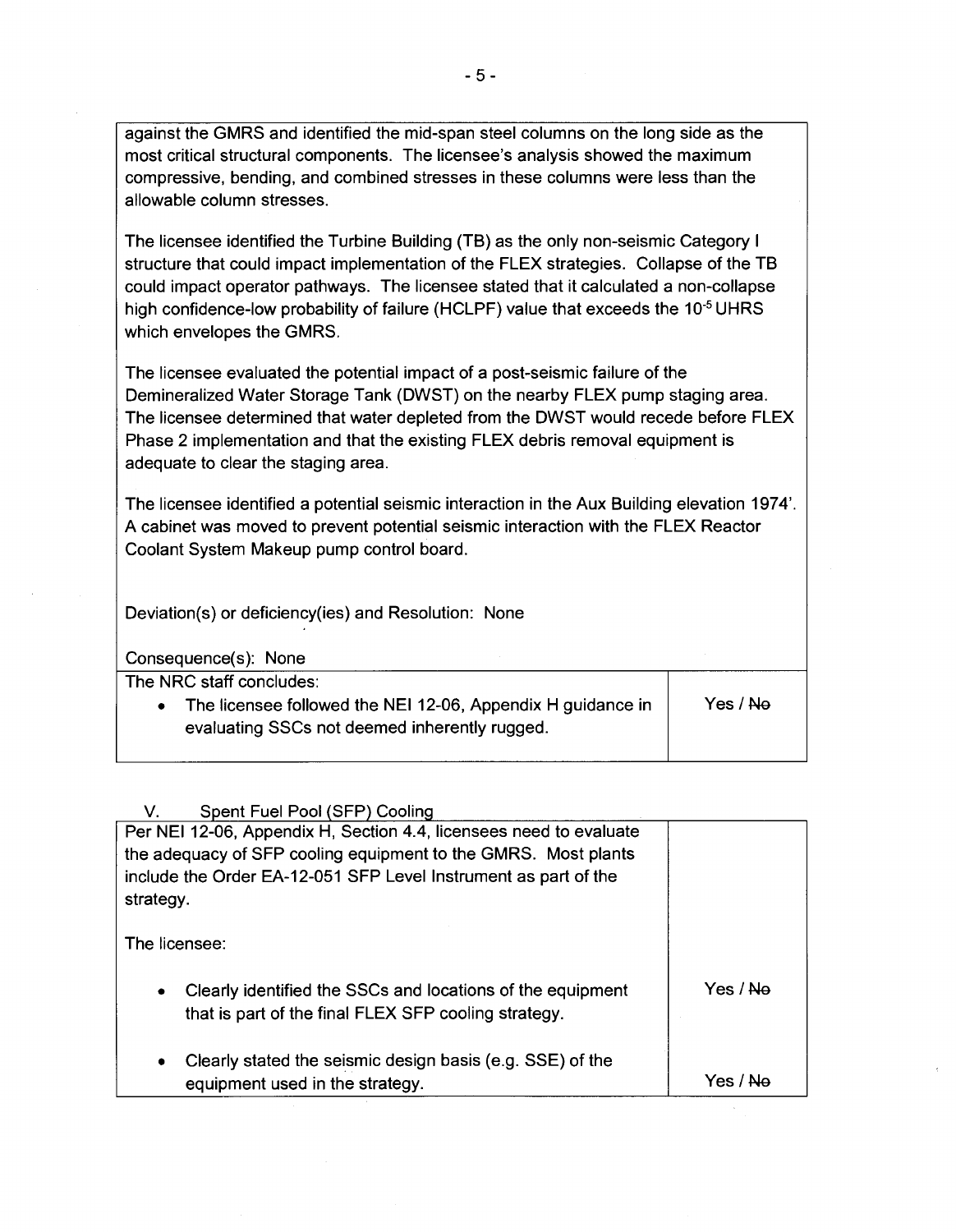against the GMRS and identified the mid-span steel columns on the long side as the most critical structural components. The licensee's analysis showed the maximum compressive, bending, and combined stresses in these columns were less than the allowable column stresses.

The licensee identified the Turbine Building (TB) as the only non-seismic Category I structure that could impact implementation of the FLEX strategies. Collapse of the TB could impact operator pathways. The licensee stated that it calculated a non-collapse high confidence-low probability of failure (HCLPF) value that exceeds the $10^{-5}$ UHRS which envelopes the GMRS.

The licensee evaluated the potential impact of a post-seismic failure of the Demineralized Water Storage Tank (DWST) on the nearby FLEX pump staging area. The licensee determined that water depleted from the DWST would recede before FLEX Phase 2 implementation and that the existing FLEX debris removal equipment is adequate to clear the staging area.

The licensee identified a potential seismic interaction in the Aux Building elevation 1974'. A cabinet was moved to prevent potential seismic interaction with the FLEX Reactor Coolant System Makeup pump control board.

Deviation(s) or deficiency(ies) and Resolution: None

Consequence(s): None

| | |
|---|---|
| The NRC staff concludes:<br>• The licensee followed the NEI 12-06, Appendix H guidance in evaluating SSCs not deemed inherently rugged. | Yes / ~~No~~ |

V. Spent Fuel Pool (SFP) Cooling

| | |
|---|---|
| Per NEI 12-06, Appendix H, Section 4.4, licensees need to evaluate the adequacy of SFP cooling equipment to the GMRS. Most plants include the Order EA-12-051 SFP Level Instrument as part of the strategy. | |
| The licensee: | |
| • Clearly identified the SSCs and locations of the equipment that is part of the final FLEX SFP cooling strategy. | Yes / ~~No~~ |
| • Clearly stated the seismic design basis (e.g. SSE) of the equipment used in the strategy. | Yes / ~~No~~ |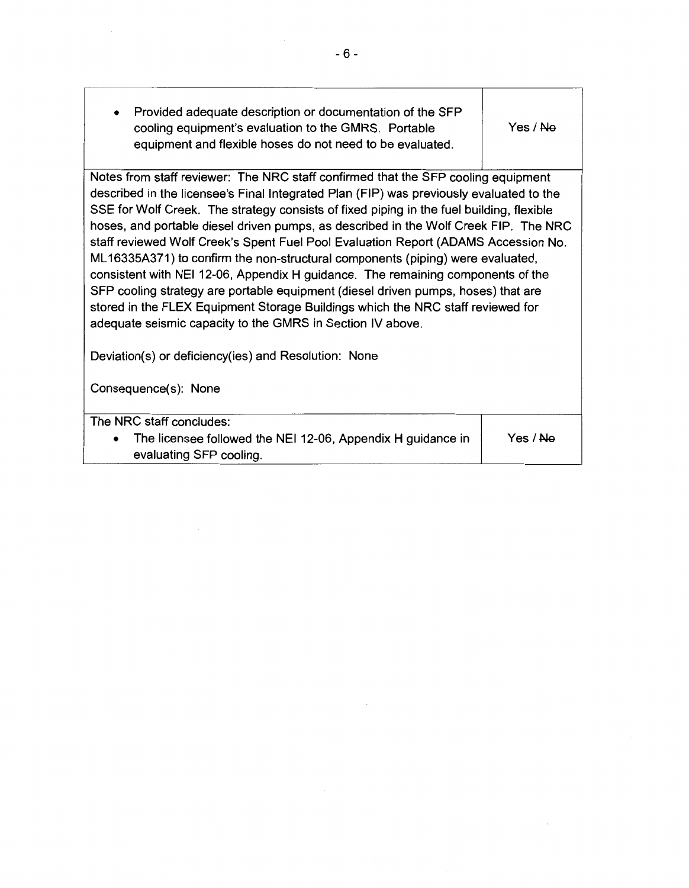| | |
|---|---|
| • Provided adequate description or documentation of the SFP cooling equipment's evaluation to the GMRS. Portable equipment and flexible hoses do not need to be evaluated. | Yes / ~~No~~ |
| Notes from staff reviewer: The NRC staff confirmed that the SFP cooling equipment described in the licensee's Final Integrated Plan (FIP) was previously evaluated to the SSE for Wolf Creek. The strategy consists of fixed piping in the fuel building, flexible hoses, and portable diesel driven pumps, as described in the Wolf Creek FIP. The NRC staff reviewed Wolf Creek's Spent Fuel Pool Evaluation Report (ADAMS Accession No. ML16335A371) to confirm the non-structural components (piping) were evaluated, consistent with NEI 12-06, Appendix H guidance. The remaining components of the SFP cooling strategy are portable equipment (diesel driven pumps, hoses) that are stored in the FLEX Equipment Storage Buildings which the NRC staff reviewed for adequate seismic capacity to the GMRS in Section IV above.<br><br>Deviation(s) or deficiency(ies) and Resolution: None<br><br>Consequence(s): None | |
| The NRC staff concludes:<br>• The licensee followed the NEI 12-06, Appendix H guidance in evaluating SFP cooling. | Yes / ~~No~~ |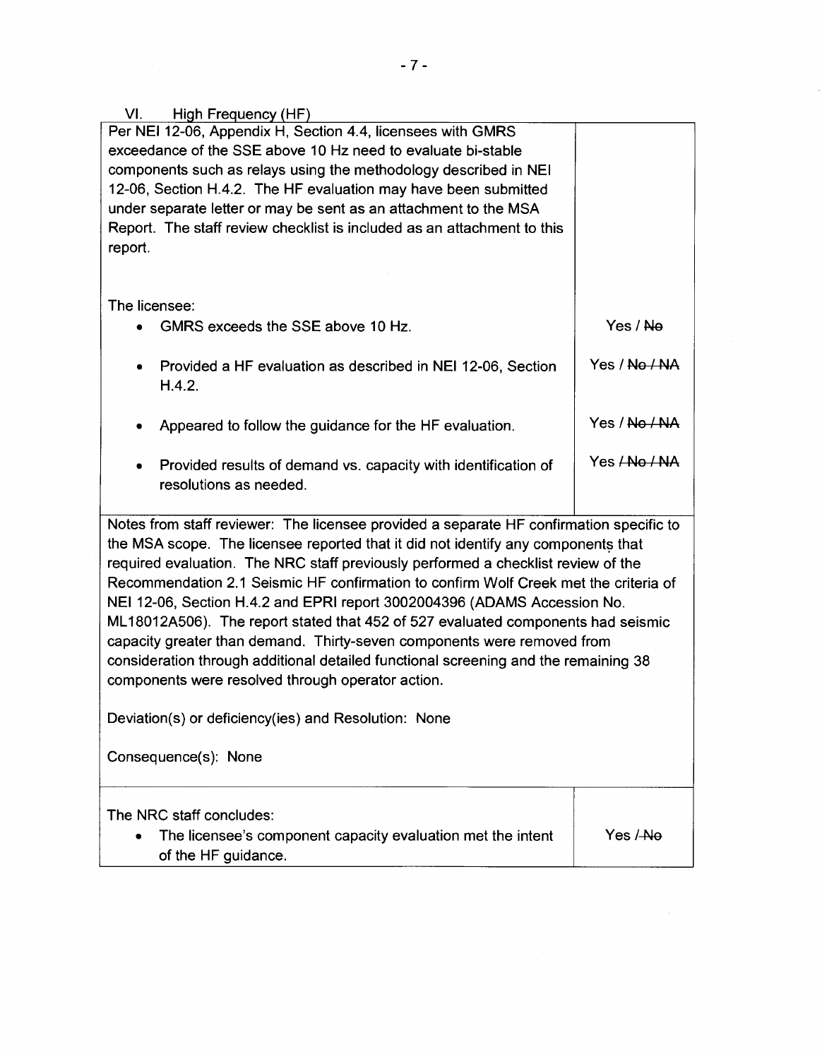## VI. High Frequency (HF)

| | |
|---|---|
| Per NEI 12-06, Appendix H, Section 4.4, licensees with GMRS exceedance of the SSE above 10 Hz need to evaluate bi-stable components such as relays using the methodology described in NEI 12-06, Section H.4.2. The HF evaluation may have been submitted under separate letter or may be sent as an attachment to the MSA Report. The staff review checklist is included as an attachment to this report.<br><br>The licensee:<br>• GMRS exceeds the SSE above 10 Hz.<br>• Provided a HF evaluation as described in NEI 12-06, Section H.4.2.<br>• Appeared to follow the guidance for the HF evaluation.<br>• Provided results of demand vs. capacity with identification of resolutions as needed. | <br><br><br><br><br><br>Yes / ~~No~~<br>Yes / ~~No / NA~~<br>Yes / ~~No / NA~~<br>Yes ~~/ No / NA~~ |
| Notes from staff reviewer: The licensee provided a separate HF confirmation specific to the MSA scope. The licensee reported that it did not identify any components that required evaluation. The NRC staff previously performed a checklist review of the Recommendation 2.1 Seismic HF confirmation to confirm Wolf Creek met the criteria of NEI 12-06, Section H.4.2 and EPRI report 3002004396 (ADAMS Accession No. ML18012A506). The report stated that 452 of 527 evaluated components had seismic capacity greater than demand. Thirty-seven components were removed from consideration through additional detailed functional screening and the remaining 38 components were resolved through operator action.<br><br>Deviation(s) or deficiency(ies) and Resolution: None<br><br>Consequence(s): None | |
| The NRC staff concludes:<br>• The licensee's component capacity evaluation met the intent of the HF guidance. | Yes ~~/ No~~ |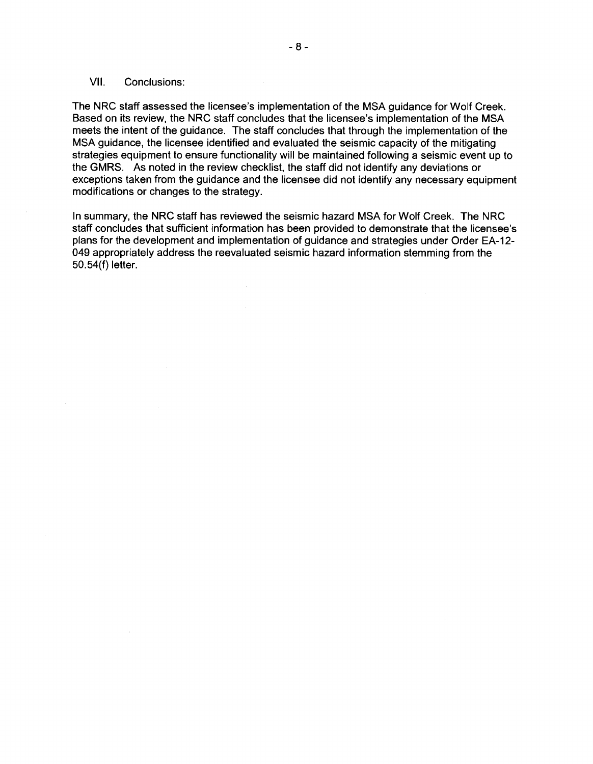## VII. Conclusions:

The NRC staff assessed the licensee's implementation of the MSA guidance for Wolf Creek. Based on its review, the NRC staff concludes that the licensee's implementation of the MSA meets the intent of the guidance. The staff concludes that through the implementation of the MSA guidance, the licensee identified and evaluated the seismic capacity of the mitigating strategies equipment to ensure functionality will be maintained following a seismic event up to the GMRS. As noted in the review checklist, the staff did not identify any deviations or exceptions taken from the guidance and the licensee did not identify any necessary equipment modifications or changes to the strategy.

In summary, the NRC staff has reviewed the seismic hazard MSA for Wolf Creek. The NRC staff concludes that sufficient information has been provided to demonstrate that the licensee's plans for the development and implementation of guidance and strategies under Order EA-12-049 appropriately address the reevaluated seismic hazard information stemming from the 50.54(f) letter.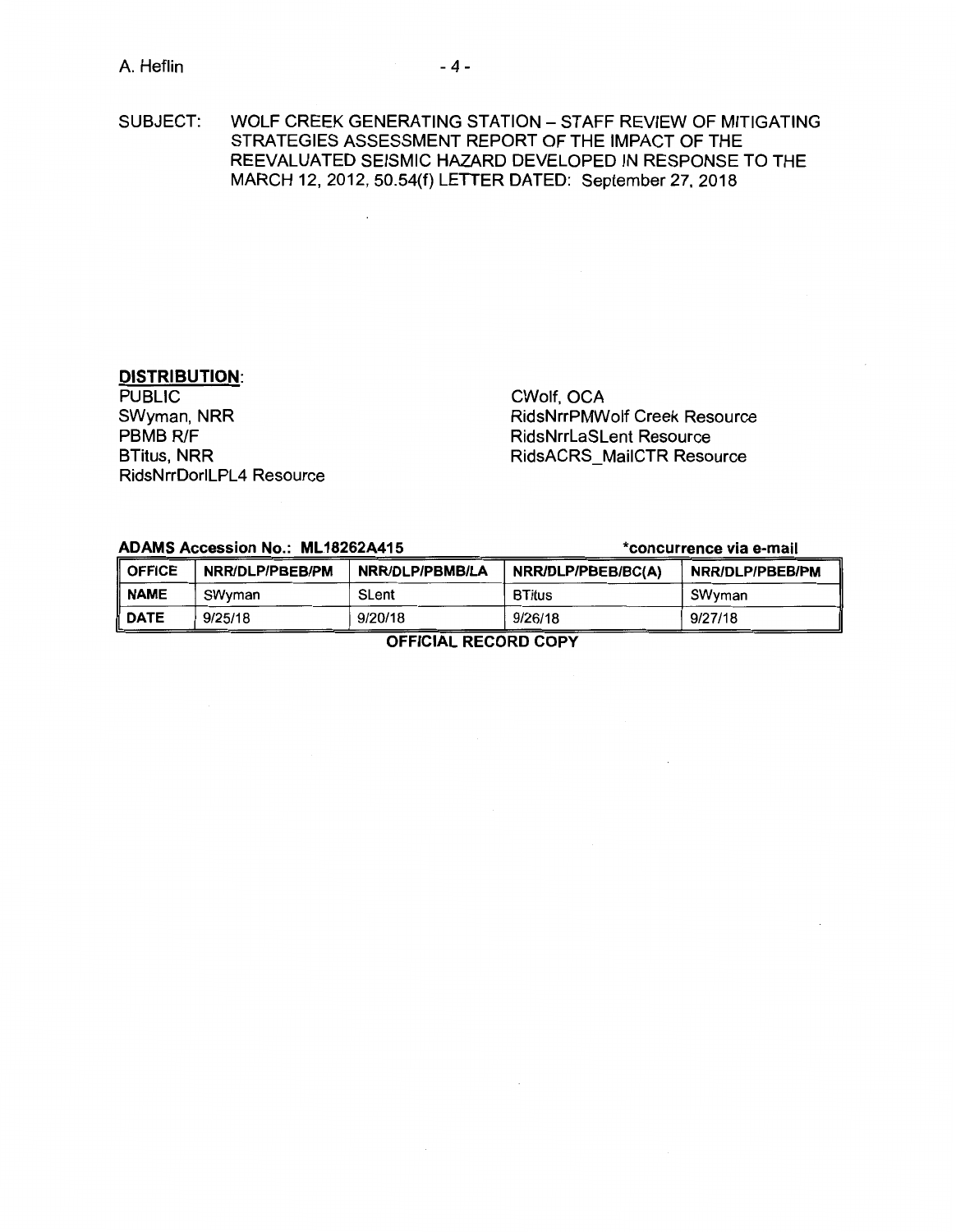SUBJECT: WOLF CREEK GENERATING STATION – STAFF REVIEW OF MITIGATING STRATEGIES ASSESSMENT REPORT OF THE IMPACT OF THE REEVALUATED SEISMIC HAZARD DEVELOPED IN RESPONSE TO THE MARCH 12, 2012, 50.54(f) LETTER DATED: September 27, 2018

**DISTRIBUTION**:

PUBLIC
SWyman, NRR
PBMB R/F
BTitus, NRR
RidsNrrDorlLPL4 Resource
CWolf, OCA
RidsNrrPMWolf Creek Resource
RidsNrrLaSLent Resource
RidsACRS_MailCTR Resource

**ADAMS Accession No.: ML18262A415** **\*concurrence via e-mail**

| OFFICE | NRR/DLP/PBEB/PM | NRR/DLP/PBMB/LA | NRR/DLP/PBEB/BC(A) | NRR/DLP/PBEB/PM |
|---|---|---|---|---|
| NAME | SWyman | SLent | BTitus | SWyman |
| DATE | 9/25/18 | 9/20/18 | 9/26/18 | 9/27/18 |

**OFFICIAL RECORD COPY**